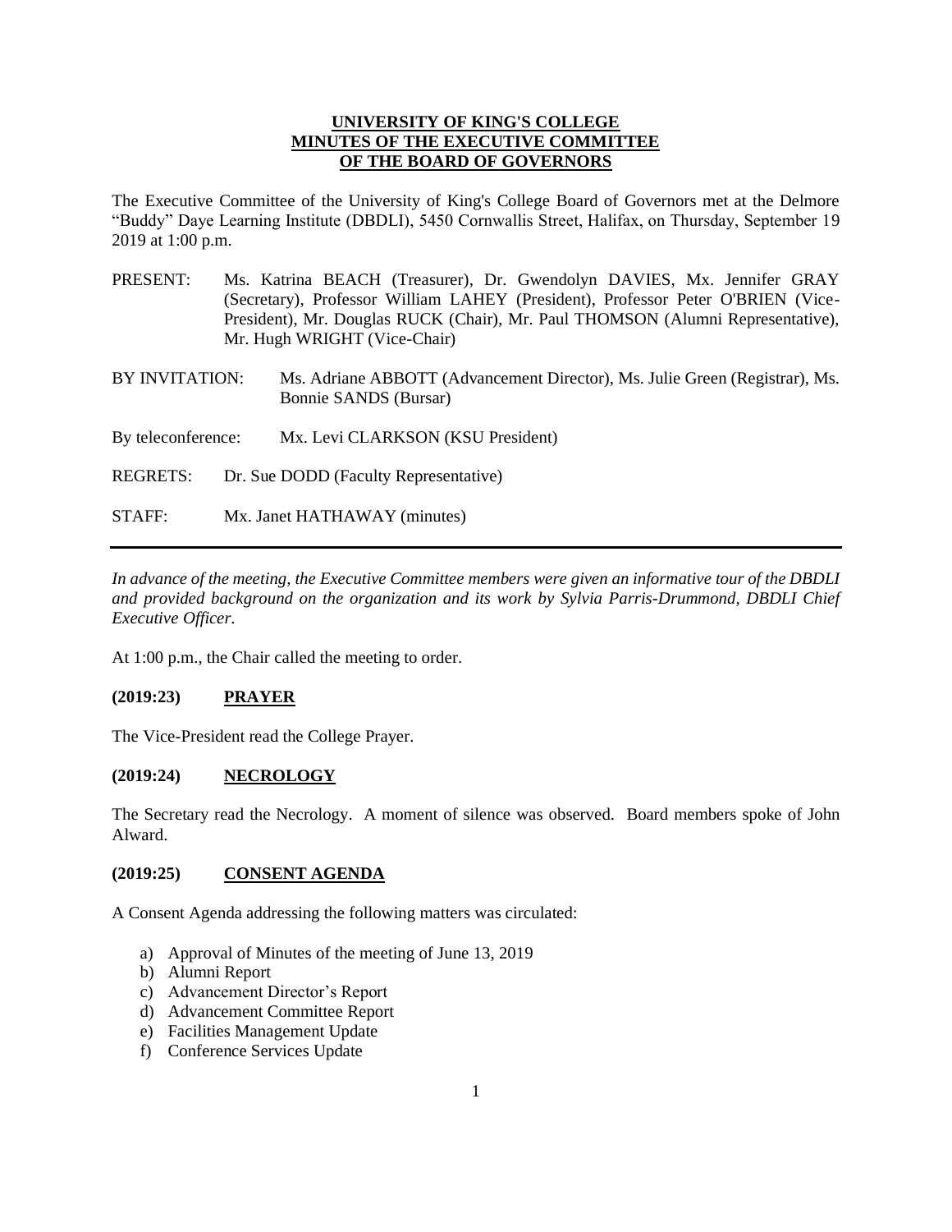**UNIVERSITY OF KING'S COLLEGE**
**MINUTES OF THE EXECUTIVE COMMITTEE**
**OF THE BOARD OF GOVERNORS**

The Executive Committee of the University of King's College Board of Governors met at the Delmore "Buddy" Daye Learning Institute (DBDLI), 5450 Cornwallis Street, Halifax, on Thursday, September 19 2019 at 1:00 p.m.

PRESENT: Ms. Katrina BEACH (Treasurer), Dr. Gwendolyn DAVIES, Mx. Jennifer GRAY (Secretary), Professor William LAHEY (President), Professor Peter O'BRIEN (Vice-President), Mr. Douglas RUCK (Chair), Mr. Paul THOMSON (Alumni Representative), Mr. Hugh WRIGHT (Vice-Chair)

BY INVITATION: Ms. Adriane ABBOTT (Advancement Director), Ms. Julie Green (Registrar), Ms. Bonnie SANDS (Bursar)

By teleconference: Mx. Levi CLARKSON (KSU President)

REGRETS: Dr. Sue DODD (Faculty Representative)

STAFF: Mx. Janet HATHAWAY (minutes)

---

*In advance of the meeting, the Executive Committee members were given an informative tour of the DBDLI and provided background on the organization and its work by Sylvia Parris-Drummond, DBDLI Chief Executive Officer.*

At 1:00 p.m., the Chair called the meeting to order.

### (2019:23) PRAYER

The Vice-President read the College Prayer.

### (2019:24) NECROLOGY

The Secretary read the Necrology. A moment of silence was observed. Board members spoke of John Alward.

### (2019:25) CONSENT AGENDA

A Consent Agenda addressing the following matters was circulated:

a) Approval of Minutes of the meeting of June 13, 2019
b) Alumni Report
c) Advancement Director's Report
d) Advancement Committee Report
e) Facilities Management Update
f) Conference Services Update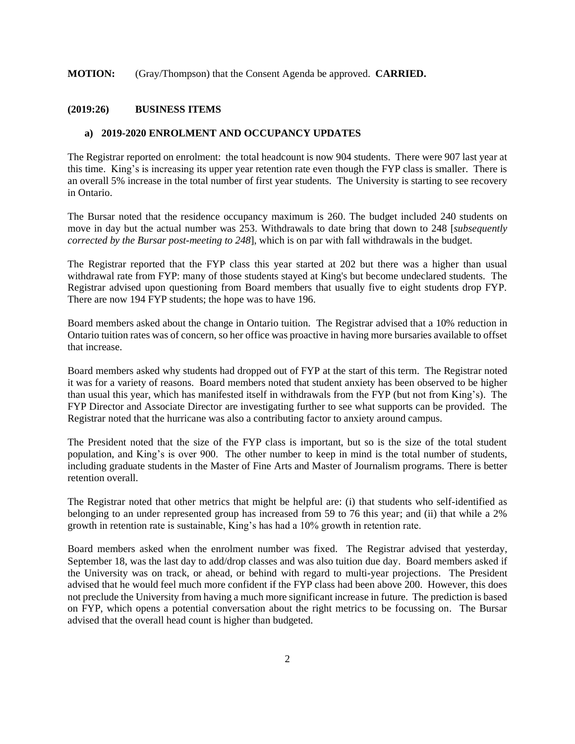**MOTION:** (Gray/Thompson) that the Consent Agenda be approved. **CARRIED.**

## (2019:26) BUSINESS ITEMS

### a) 2019-2020 ENROLMENT AND OCCUPANCY UPDATES

The Registrar reported on enrolment: the total headcount is now 904 students. There were 907 last year at this time. King's is increasing its upper year retention rate even though the FYP class is smaller. There is an overall 5% increase in the total number of first year students. The University is starting to see recovery in Ontario.

The Bursar noted that the residence occupancy maximum is 260. The budget included 240 students on move in day but the actual number was 253. Withdrawals to date bring that down to 248 [*subsequently corrected by the Bursar post-meeting to 248*], which is on par with fall withdrawals in the budget.

The Registrar reported that the FYP class this year started at 202 but there was a higher than usual withdrawal rate from FYP: many of those students stayed at King's but become undeclared students. The Registrar advised upon questioning from Board members that usually five to eight students drop FYP. There are now 194 FYP students; the hope was to have 196.

Board members asked about the change in Ontario tuition. The Registrar advised that a 10% reduction in Ontario tuition rates was of concern, so her office was proactive in having more bursaries available to offset that increase.

Board members asked why students had dropped out of FYP at the start of this term. The Registrar noted it was for a variety of reasons. Board members noted that student anxiety has been observed to be higher than usual this year, which has manifested itself in withdrawals from the FYP (but not from King's). The FYP Director and Associate Director are investigating further to see what supports can be provided. The Registrar noted that the hurricane was also a contributing factor to anxiety around campus.

The President noted that the size of the FYP class is important, but so is the size of the total student population, and King's is over 900. The other number to keep in mind is the total number of students, including graduate students in the Master of Fine Arts and Master of Journalism programs. There is better retention overall.

The Registrar noted that other metrics that might be helpful are: (i) that students who self-identified as belonging to an under represented group has increased from 59 to 76 this year; and (ii) that while a 2% growth in retention rate is sustainable, King's has had a 10% growth in retention rate.

Board members asked when the enrolment number was fixed. The Registrar advised that yesterday, September 18, was the last day to add/drop classes and was also tuition due day. Board members asked if the University was on track, or ahead, or behind with regard to multi-year projections. The President advised that he would feel much more confident if the FYP class had been above 200. However, this does not preclude the University from having a much more significant increase in future. The prediction is based on FYP, which opens a potential conversation about the right metrics to be focussing on. The Bursar advised that the overall head count is higher than budgeted.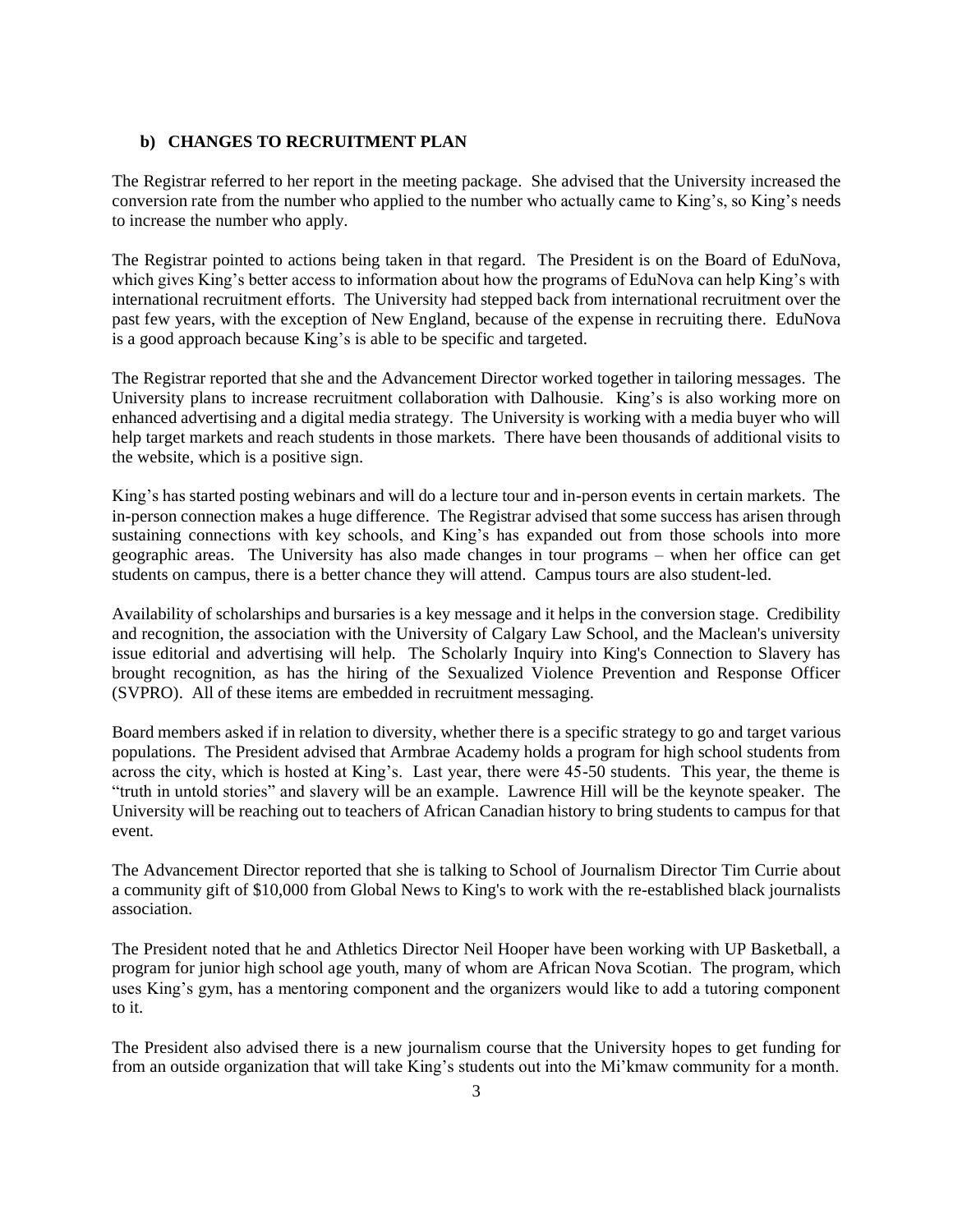### b) CHANGES TO RECRUITMENT PLAN

The Registrar referred to her report in the meeting package. She advised that the University increased the conversion rate from the number who applied to the number who actually came to King's, so King's needs to increase the number who apply.

The Registrar pointed to actions being taken in that regard. The President is on the Board of EduNova, which gives King's better access to information about how the programs of EduNova can help King's with international recruitment efforts. The University had stepped back from international recruitment over the past few years, with the exception of New England, because of the expense in recruiting there. EduNova is a good approach because King's is able to be specific and targeted.

The Registrar reported that she and the Advancement Director worked together in tailoring messages. The University plans to increase recruitment collaboration with Dalhousie. King's is also working more on enhanced advertising and a digital media strategy. The University is working with a media buyer who will help target markets and reach students in those markets. There have been thousands of additional visits to the website, which is a positive sign.

King's has started posting webinars and will do a lecture tour and in-person events in certain markets. The in-person connection makes a huge difference. The Registrar advised that some success has arisen through sustaining connections with key schools, and King's has expanded out from those schools into more geographic areas. The University has also made changes in tour programs – when her office can get students on campus, there is a better chance they will attend. Campus tours are also student-led.

Availability of scholarships and bursaries is a key message and it helps in the conversion stage. Credibility and recognition, the association with the University of Calgary Law School, and the Maclean's university issue editorial and advertising will help. The Scholarly Inquiry into King's Connection to Slavery has brought recognition, as has the hiring of the Sexualized Violence Prevention and Response Officer (SVPRO). All of these items are embedded in recruitment messaging.

Board members asked if in relation to diversity, whether there is a specific strategy to go and target various populations. The President advised that Armbrae Academy holds a program for high school students from across the city, which is hosted at King's. Last year, there were 45-50 students. This year, the theme is "truth in untold stories" and slavery will be an example. Lawrence Hill will be the keynote speaker. The University will be reaching out to teachers of African Canadian history to bring students to campus for that event.

The Advancement Director reported that she is talking to School of Journalism Director Tim Currie about a community gift of $10,000 from Global News to King's to work with the re-established black journalists association.

The President noted that he and Athletics Director Neil Hooper have been working with UP Basketball, a program for junior high school age youth, many of whom are African Nova Scotian. The program, which uses King's gym, has a mentoring component and the organizers would like to add a tutoring component to it.

The President also advised there is a new journalism course that the University hopes to get funding for from an outside organization that will take King's students out into the Mi'kmaw community for a month.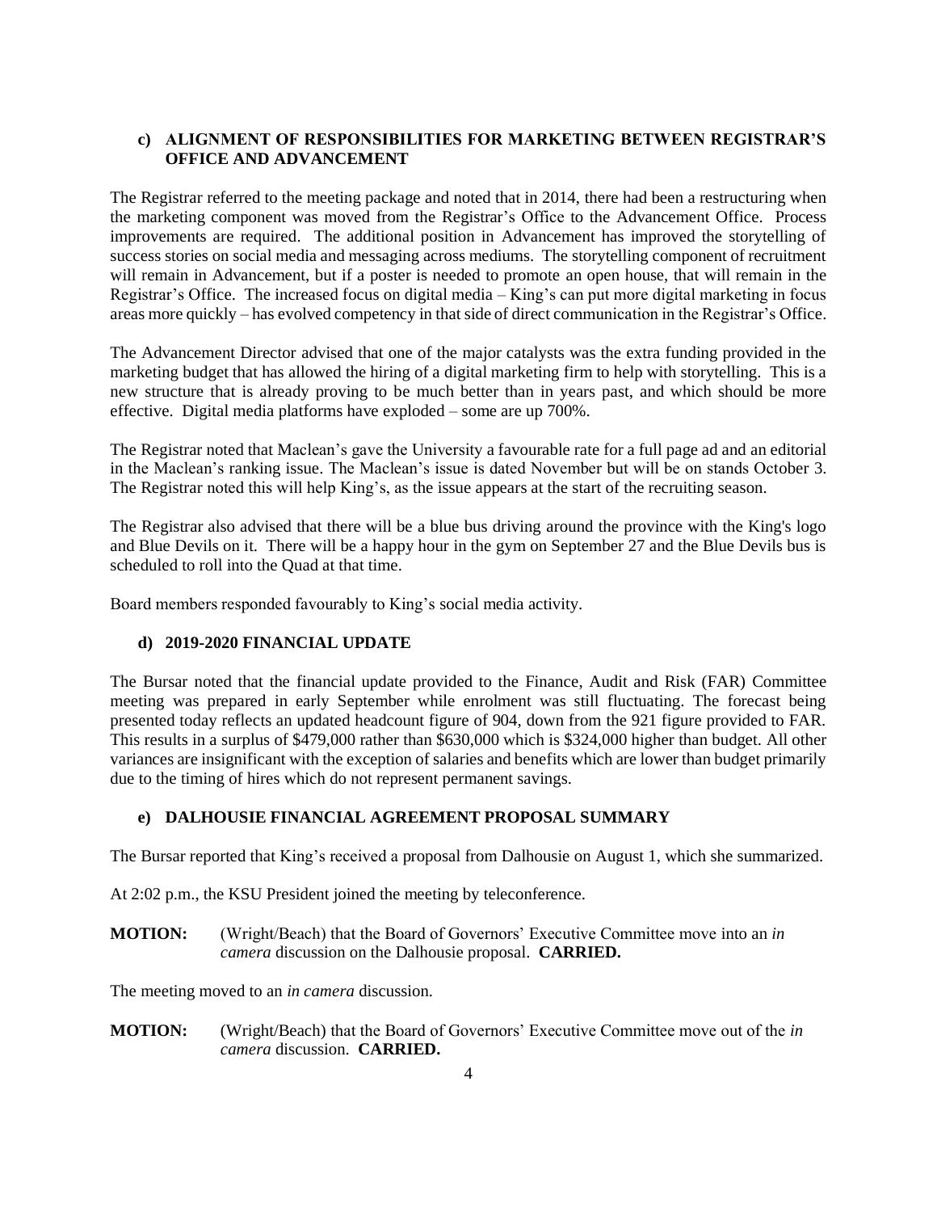**c) ALIGNMENT OF RESPONSIBILITIES FOR MARKETING BETWEEN REGISTRAR'S OFFICE AND ADVANCEMENT**

The Registrar referred to the meeting package and noted that in 2014, there had been a restructuring when the marketing component was moved from the Registrar's Office to the Advancement Office. Process improvements are required. The additional position in Advancement has improved the storytelling of success stories on social media and messaging across mediums. The storytelling component of recruitment will remain in Advancement, but if a poster is needed to promote an open house, that will remain in the Registrar's Office. The increased focus on digital media – King's can put more digital marketing in focus areas more quickly – has evolved competency in that side of direct communication in the Registrar's Office.

The Advancement Director advised that one of the major catalysts was the extra funding provided in the marketing budget that has allowed the hiring of a digital marketing firm to help with storytelling. This is a new structure that is already proving to be much better than in years past, and which should be more effective. Digital media platforms have exploded – some are up 700%.

The Registrar noted that Maclean's gave the University a favourable rate for a full page ad and an editorial in the Maclean's ranking issue. The Maclean's issue is dated November but will be on stands October 3. The Registrar noted this will help King's, as the issue appears at the start of the recruiting season.

The Registrar also advised that there will be a blue bus driving around the province with the King's logo and Blue Devils on it. There will be a happy hour in the gym on September 27 and the Blue Devils bus is scheduled to roll into the Quad at that time.

Board members responded favourably to King's social media activity.

**d) 2019-2020 FINANCIAL UPDATE**

The Bursar noted that the financial update provided to the Finance, Audit and Risk (FAR) Committee meeting was prepared in early September while enrolment was still fluctuating. The forecast being presented today reflects an updated headcount figure of 904, down from the 921 figure provided to FAR. This results in a surplus of $479,000 rather than $630,000 which is $324,000 higher than budget. All other variances are insignificant with the exception of salaries and benefits which are lower than budget primarily due to the timing of hires which do not represent permanent savings.

**e) DALHOUSIE FINANCIAL AGREEMENT PROPOSAL SUMMARY**

The Bursar reported that King's received a proposal from Dalhousie on August 1, which she summarized.

At 2:02 p.m., the KSU President joined the meeting by teleconference.

**MOTION:** (Wright/Beach) that the Board of Governors' Executive Committee move into an *in camera* discussion on the Dalhousie proposal. **CARRIED.**

The meeting moved to an *in camera* discussion.

**MOTION:** (Wright/Beach) that the Board of Governors' Executive Committee move out of the *in camera* discussion. **CARRIED.**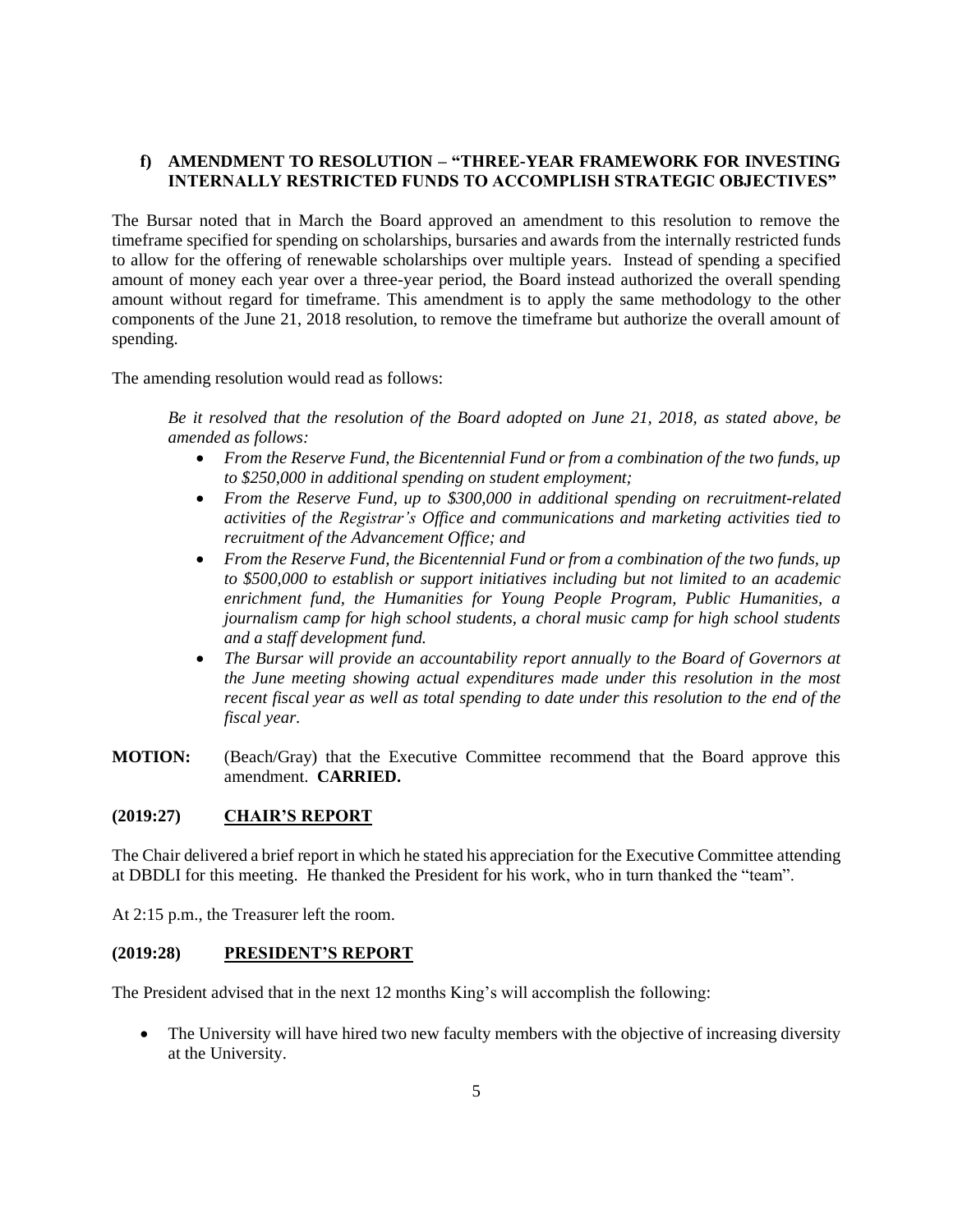### f) AMENDMENT TO RESOLUTION – "THREE-YEAR FRAMEWORK FOR INVESTING INTERNALLY RESTRICTED FUNDS TO ACCOMPLISH STRATEGIC OBJECTIVES"

The Bursar noted that in March the Board approved an amendment to this resolution to remove the timeframe specified for spending on scholarships, bursaries and awards from the internally restricted funds to allow for the offering of renewable scholarships over multiple years. Instead of spending a specified amount of money each year over a three-year period, the Board instead authorized the overall spending amount without regard for timeframe. This amendment is to apply the same methodology to the other components of the June 21, 2018 resolution, to remove the timeframe but authorize the overall amount of spending.

The amending resolution would read as follows:

*Be it resolved that the resolution of the Board adopted on June 21, 2018, as stated above, be amended as follows:*

- *From the Reserve Fund, the Bicentennial Fund or from a combination of the two funds, up to $250,000 in additional spending on student employment;*
- *From the Reserve Fund, up to $300,000 in additional spending on recruitment-related activities of the Registrar's Office and communications and marketing activities tied to recruitment of the Advancement Office; and*
- *From the Reserve Fund, the Bicentennial Fund or from a combination of the two funds, up to $500,000 to establish or support initiatives including but not limited to an academic enrichment fund, the Humanities for Young People Program, Public Humanities, a journalism camp for high school students, a choral music camp for high school students and a staff development fund.*
- *The Bursar will provide an accountability report annually to the Board of Governors at the June meeting showing actual expenditures made under this resolution in the most recent fiscal year as well as total spending to date under this resolution to the end of the fiscal year.*

**MOTION:** (Beach/Gray) that the Executive Committee recommend that the Board approve this amendment. **CARRIED.**

## (2019:27) CHAIR'S REPORT

The Chair delivered a brief report in which he stated his appreciation for the Executive Committee attending at DBDLI for this meeting. He thanked the President for his work, who in turn thanked the "team".

At 2:15 p.m., the Treasurer left the room.

## (2019:28) PRESIDENT'S REPORT

The President advised that in the next 12 months King's will accomplish the following:

- The University will have hired two new faculty members with the objective of increasing diversity at the University.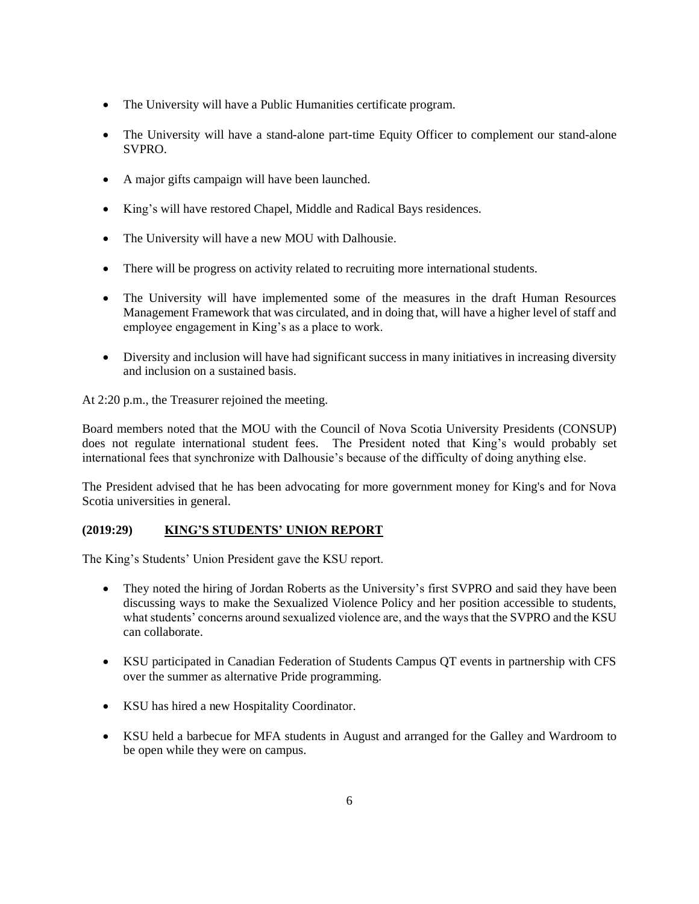- The University will have a Public Humanities certificate program.
- The University will have a stand-alone part-time Equity Officer to complement our stand-alone SVPRO.
- A major gifts campaign will have been launched.
- King's will have restored Chapel, Middle and Radical Bays residences.
- The University will have a new MOU with Dalhousie.
- There will be progress on activity related to recruiting more international students.
- The University will have implemented some of the measures in the draft Human Resources Management Framework that was circulated, and in doing that, will have a higher level of staff and employee engagement in King's as a place to work.
- Diversity and inclusion will have had significant success in many initiatives in increasing diversity and inclusion on a sustained basis.

At 2:20 p.m., the Treasurer rejoined the meeting.

Board members noted that the MOU with the Council of Nova Scotia University Presidents (CONSUP) does not regulate international student fees. The President noted that King's would probably set international fees that synchronize with Dalhousie's because of the difficulty of doing anything else.

The President advised that he has been advocating for more government money for King's and for Nova Scotia universities in general.

**(2019:29)** **<u>KING'S STUDENTS' UNION REPORT</u>**

The King's Students' Union President gave the KSU report.

- They noted the hiring of Jordan Roberts as the University's first SVPRO and said they have been discussing ways to make the Sexualized Violence Policy and her position accessible to students, what students' concerns around sexualized violence are, and the ways that the SVPRO and the KSU can collaborate.
- KSU participated in Canadian Federation of Students Campus QT events in partnership with CFS over the summer as alternative Pride programming.
- KSU has hired a new Hospitality Coordinator.
- KSU held a barbecue for MFA students in August and arranged for the Galley and Wardroom to be open while they were on campus.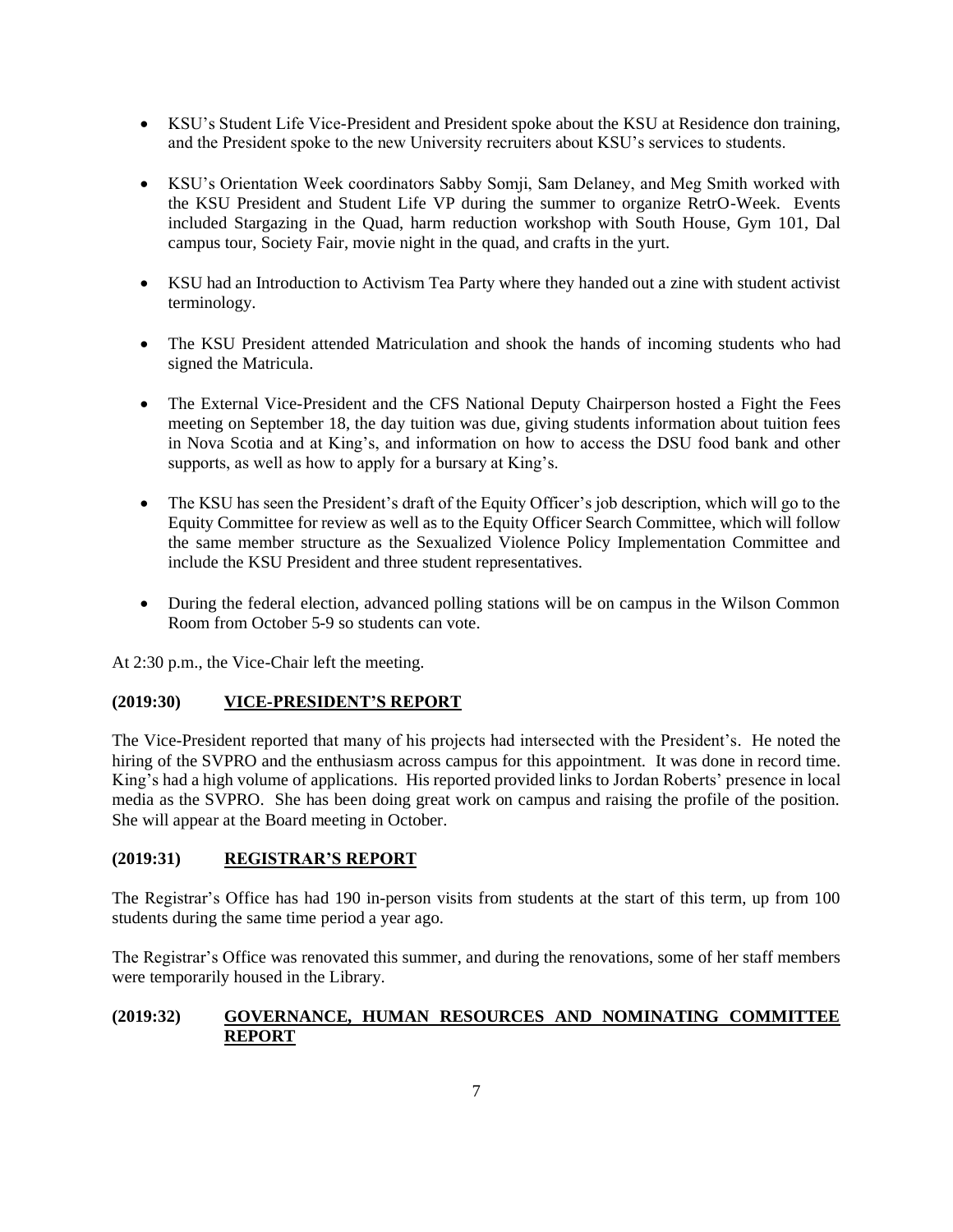- KSU's Student Life Vice-President and President spoke about the KSU at Residence don training, and the President spoke to the new University recruiters about KSU's services to students.

- KSU's Orientation Week coordinators Sabby Somji, Sam Delaney, and Meg Smith worked with the KSU President and Student Life VP during the summer to organize RetrO-Week. Events included Stargazing in the Quad, harm reduction workshop with South House, Gym 101, Dal campus tour, Society Fair, movie night in the quad, and crafts in the yurt.

- KSU had an Introduction to Activism Tea Party where they handed out a zine with student activist terminology.

- The KSU President attended Matriculation and shook the hands of incoming students who had signed the Matricula.

- The External Vice-President and the CFS National Deputy Chairperson hosted a Fight the Fees meeting on September 18, the day tuition was due, giving students information about tuition fees in Nova Scotia and at King's, and information on how to access the DSU food bank and other supports, as well as how to apply for a bursary at King's.

- The KSU has seen the President's draft of the Equity Officer's job description, which will go to the Equity Committee for review as well as to the Equity Officer Search Committee, which will follow the same member structure as the Sexualized Violence Policy Implementation Committee and include the KSU President and three student representatives.

- During the federal election, advanced polling stations will be on campus in the Wilson Common Room from October 5-9 so students can vote.

At 2:30 p.m., the Vice-Chair left the meeting.

### (2019:30) VICE-PRESIDENT'S REPORT

The Vice-President reported that many of his projects had intersected with the President's. He noted the hiring of the SVPRO and the enthusiasm across campus for this appointment. It was done in record time. King's had a high volume of applications. His reported provided links to Jordan Roberts' presence in local media as the SVPRO. She has been doing great work on campus and raising the profile of the position. She will appear at the Board meeting in October.

### (2019:31) REGISTRAR'S REPORT

The Registrar's Office has had 190 in-person visits from students at the start of this term, up from 100 students during the same time period a year ago.

The Registrar's Office was renovated this summer, and during the renovations, some of her staff members were temporarily housed in the Library.

### (2019:32) GOVERNANCE, HUMAN RESOURCES AND NOMINATING COMMITTEE REPORT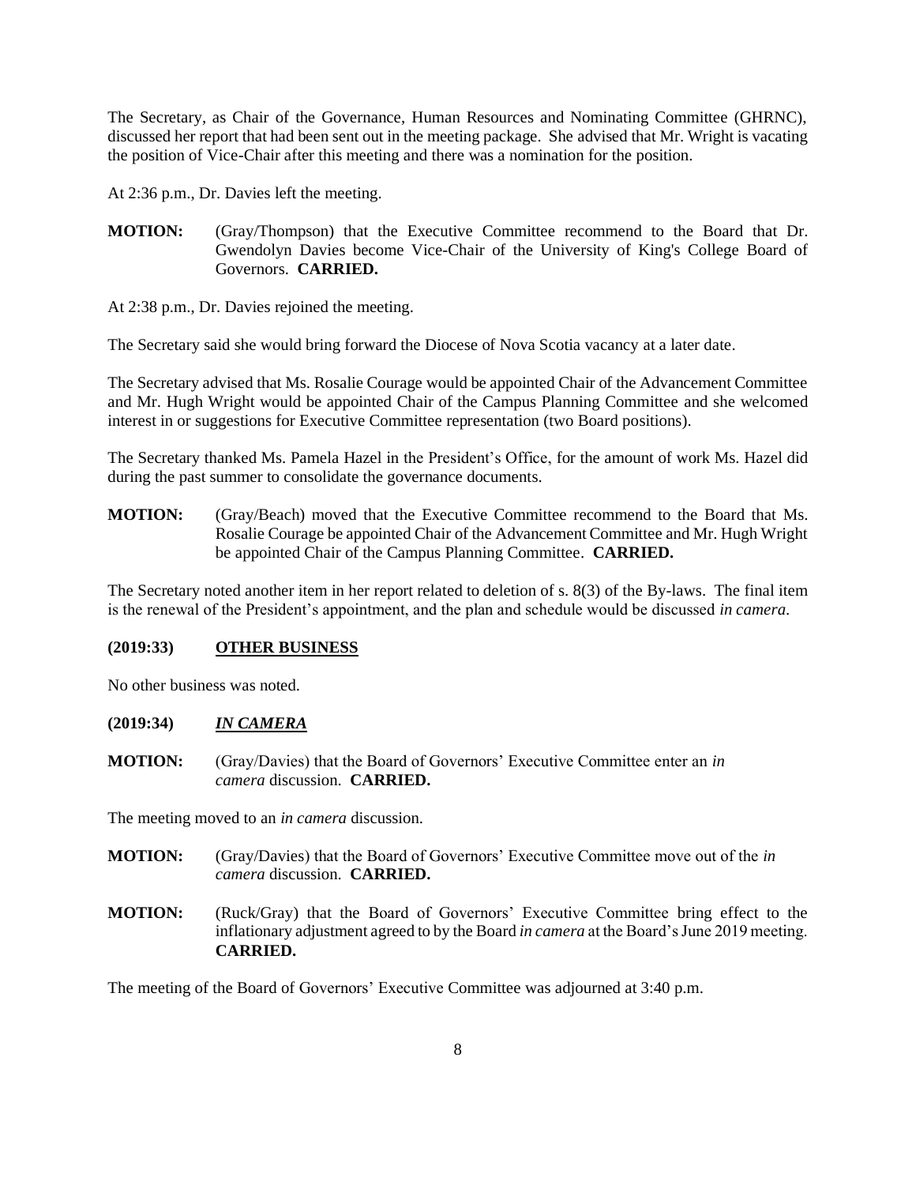The Secretary, as Chair of the Governance, Human Resources and Nominating Committee (GHRNC), discussed her report that had been sent out in the meeting package. She advised that Mr. Wright is vacating the position of Vice-Chair after this meeting and there was a nomination for the position.

At 2:36 p.m., Dr. Davies left the meeting.

**MOTION:** (Gray/Thompson) that the Executive Committee recommend to the Board that Dr. Gwendolyn Davies become Vice-Chair of the University of King's College Board of Governors. **CARRIED.**

At 2:38 p.m., Dr. Davies rejoined the meeting.

The Secretary said she would bring forward the Diocese of Nova Scotia vacancy at a later date.

The Secretary advised that Ms. Rosalie Courage would be appointed Chair of the Advancement Committee and Mr. Hugh Wright would be appointed Chair of the Campus Planning Committee and she welcomed interest in or suggestions for Executive Committee representation (two Board positions).

The Secretary thanked Ms. Pamela Hazel in the President's Office, for the amount of work Ms. Hazel did during the past summer to consolidate the governance documents.

**MOTION:** (Gray/Beach) moved that the Executive Committee recommend to the Board that Ms. Rosalie Courage be appointed Chair of the Advancement Committee and Mr. Hugh Wright be appointed Chair of the Campus Planning Committee. **CARRIED.**

The Secretary noted another item in her report related to deletion of s. 8(3) of the By-laws. The final item is the renewal of the President's appointment, and the plan and schedule would be discussed *in camera*.

**(2019:33) OTHER BUSINESS**

No other business was noted.

**(2019:34) *IN CAMERA***

**MOTION:** (Gray/Davies) that the Board of Governors' Executive Committee enter an *in camera* discussion. **CARRIED.**

The meeting moved to an *in camera* discussion.

**MOTION:** (Gray/Davies) that the Board of Governors' Executive Committee move out of the *in camera* discussion. **CARRIED.**

**MOTION:** (Ruck/Gray) that the Board of Governors' Executive Committee bring effect to the inflationary adjustment agreed to by the Board *in camera* at the Board's June 2019 meeting. **CARRIED.**

The meeting of the Board of Governors' Executive Committee was adjourned at 3:40 p.m.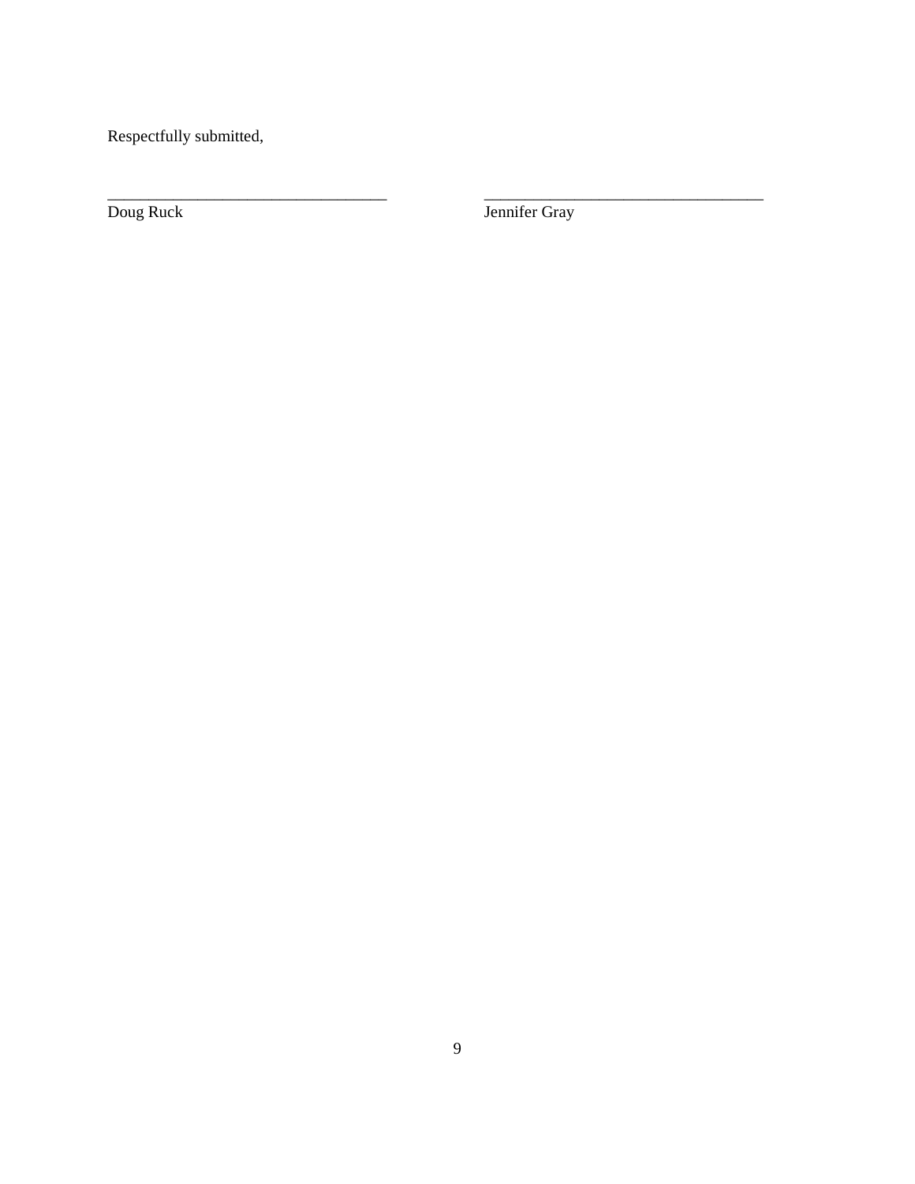Respectfully submitted,

| | |
|---|---|
| ___________________________________ | ___________________________________ |
| Doug Ruck | Jennifer Gray |